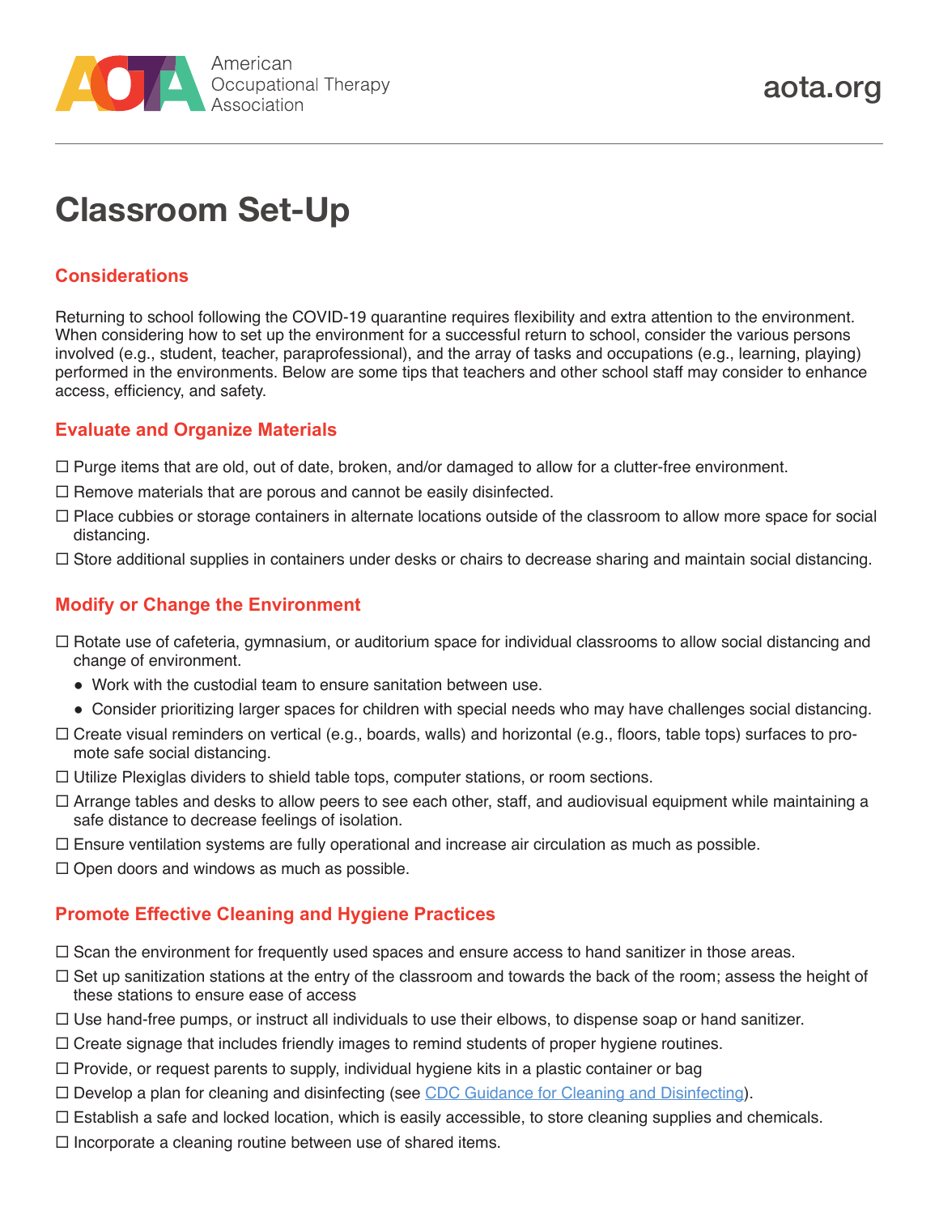American Occupational Therapy Association

aota.org

# Classroom Set-Up

## Considerations

Returning to school following the COVID-19 quarantine requires flexibility and extra attention to the environment. When considering how to set up the environment for a successful return to school, consider the various persons involved (e.g., student, teacher, paraprofessional), and the array of tasks and occupations (e.g., learning, playing) performed in the environments. Below are some tips that teachers and other school staff may consider to enhance access, efficiency, and safety.

## Evaluate and Organize Materials

- ☐ Purge items that are old, out of date, broken, and/or damaged to allow for a clutter-free environment.
- ☐ Remove materials that are porous and cannot be easily disinfected.
- ☐ Place cubbies or storage containers in alternate locations outside of the classroom to allow more space for social distancing.
- ☐ Store additional supplies in containers under desks or chairs to decrease sharing and maintain social distancing.

## Modify or Change the Environment

- ☐ Rotate use of cafeteria, gymnasium, or auditorium space for individual classrooms to allow social distancing and change of environment.
  - Work with the custodial team to ensure sanitation between use.
  - Consider prioritizing larger spaces for children with special needs who may have challenges social distancing.
- ☐ Create visual reminders on vertical (e.g., boards, walls) and horizontal (e.g., floors, table tops) surfaces to promote safe social distancing.
- ☐ Utilize Plexiglas dividers to shield table tops, computer stations, or room sections.
- ☐ Arrange tables and desks to allow peers to see each other, staff, and audiovisual equipment while maintaining a safe distance to decrease feelings of isolation.
- ☐ Ensure ventilation systems are fully operational and increase air circulation as much as possible.
- ☐ Open doors and windows as much as possible.

## Promote Effective Cleaning and Hygiene Practices

- ☐ Scan the environment for frequently used spaces and ensure access to hand sanitizer in those areas.
- ☐ Set up sanitization stations at the entry of the classroom and towards the back of the room; assess the height of these stations to ensure ease of access
- ☐ Use hand-free pumps, or instruct all individuals to use their elbows, to dispense soap or hand sanitizer.
- ☐ Create signage that includes friendly images to remind students of proper hygiene routines.
- ☐ Provide, or request parents to supply, individual hygiene kits in a plastic container or bag
- ☐ Develop a plan for cleaning and disinfecting (see CDC Guidance for Cleaning and Disinfecting).
- ☐ Establish a safe and locked location, which is easily accessible, to store cleaning supplies and chemicals.
- ☐ Incorporate a cleaning routine between use of shared items.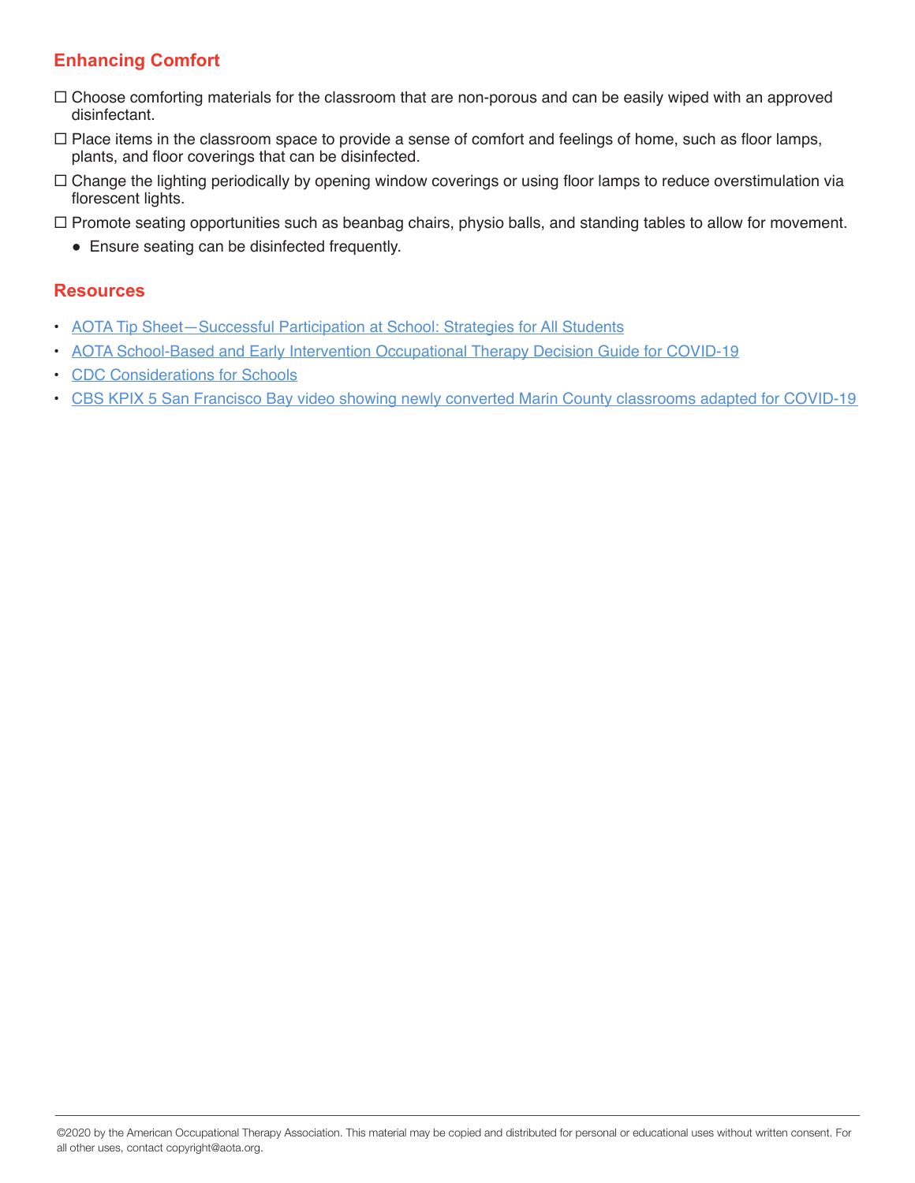## Enhancing Comfort

☐ Choose comforting materials for the classroom that are non-porous and can be easily wiped with an approved disinfectant.

☐ Place items in the classroom space to provide a sense of comfort and feelings of home, such as floor lamps, plants, and floor coverings that can be disinfected.

☐ Change the lighting periodically by opening window coverings or using floor lamps to reduce overstimulation via florescent lights.

☐ Promote seating opportunities such as beanbag chairs, physio balls, and standing tables to allow for movement.

- Ensure seating can be disinfected frequently.

## Resources

- AOTA Tip Sheet—Successful Participation at School: Strategies for All Students
- AOTA School-Based and Early Intervention Occupational Therapy Decision Guide for COVID-19
- CDC Considerations for Schools
- CBS KPIX 5 San Francisco Bay video showing newly converted Marin County classrooms adapted for COVID-19

©2020 by the American Occupational Therapy Association. This material may be copied and distributed for personal or educational uses without written consent. For all other uses, contact copyright@aota.org.